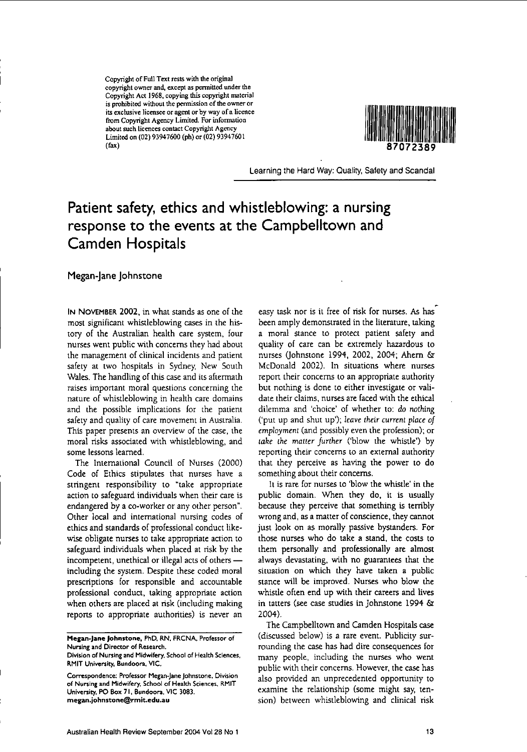Copyright of Full Text rests with the original copyright owner and, except as permitted under the Copyright Act 1968, copying this copyright material is prohibited without the permission of the owner or its exclusive licensee or agent or by way of a licence from Copyright Agency Limited. For information about such licences contact Copyright Agency Limited on (02) 93947600 (ph) or (02) 93947601 (fax)

87072389

Learning the Hard Way: Quality, Safety and Scandal

# Patient safety, ethics and whistleblowing: a nursing response to the events at the Campbelltown and Camden Hospitals

Megan-Jane Johnstone

IN NOVEMBER 2002, in what stands as one of the most significant whistleblowing cases in the history of the Australian health care system, four nurses went public with concerns they had about the management of clinical incidents and patient safety at two hospitals in Sydney, New South Wales. The handling of this case and its aftermath raises important moral questions concerning the nature of whistleblowing in health care domains and the possible implications for the patient safety and quality of care movement in Australia. This paper presents an overview of the case, the moral risks associated with whistleblowing, and some lessons learned.

The International Council of Nurses (2000) Code of Ethics stipulates that nurses have a stringent responsibility to "take appropriate action to safeguard individuals when their care is endangered by a co-worker or any other person". Other local and international nursing codes of ethics and standards of professional conduct likewise obligate nurses to take appropriate action to safeguard individuals when placed at risk by the incompetent, unethical or illegal acts of others — including the system. Despite these coded moral prescriptions for responsible and accountable professional conduct, taking appropriate action when others are placed at risk (including making reports to appropriate authorities) is never an easy task nor is it free of risk for nurses. As has been amply demonstrated in the literature, taking a moral stance to protect patient safety and quality of care can be extremely hazardous to nurses (Johnstone 1994, 2002, 2004; Ahern & McDonald 2002). In situations where nurses report their concerns to an appropriate authority but nothing is done to either investigate or validate their claims, nurses are faced with the ethical dilemma and 'choice' of whether to: *do nothing* ('put up and shut up'); *leave their current place of employment* (and possibly even the profession); or *take the matter further* ('blow the whistle') by reporting their concerns to an external authority that they perceive as having the power to do something about their concerns.

It is rare for nurses to 'blow the whistle' in the public domain. When they do, it is usually because they perceive that something is terribly wrong and, as a matter of conscience, they cannot just look on as morally passive bystanders. For those nurses who do take a stand, the costs to them personally and professionally are almost always devastating, with no guarantees that the situation on which they have taken a public stance will be improved. Nurses who blow the whistle often end up with their careers and lives in tatters (see case studies in Johnstone 1994 & 2004).

The Campbelltown and Camden Hospitals case (discussed below) is a rare event. Publicity surrounding the case has had dire consequences for many people, including the nurses who went public with their concerns. However, the case has also provided an unprecedented opportunity to examine the relationship (some might say, tension) between whistleblowing and clinical risk

---

**Megan-Jane Johnstone**, PhD, RN, FRCNA, Professor of Nursing and Director of Research.
Division of Nursing and Midwifery, School of Health Sciences, RMIT University, Bundoora, VIC.

Correspondence: Professor Megan-Jane Johnstone, Division of Nursing and Midwifery, School of Health Sciences, RMIT University, PO Box 71, Bundoora, VIC 3083.
**megan.johnstone@rmit.edu.au**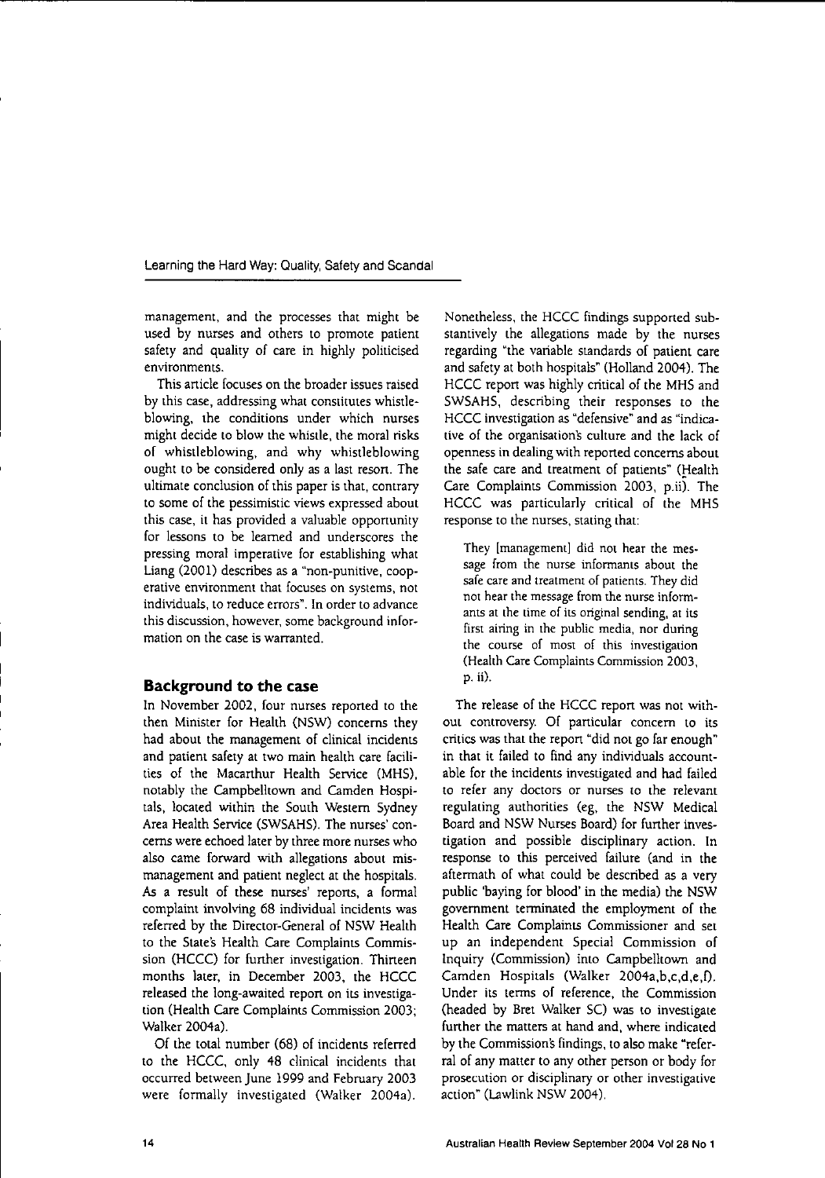management, and the processes that might be used by nurses and others to promote patient safety and quality of care in highly politicised environments.

This article focuses on the broader issues raised by this case, addressing what constitutes whistleblowing, the conditions under which nurses might decide to blow the whistle, the moral risks of whistleblowing, and why whistleblowing ought to be considered only as a last resort. The ultimate conclusion of this paper is that, contrary to some of the pessimistic views expressed about this case, it has provided a valuable opportunity for lessons to be learned and underscores the pressing moral imperative for establishing what Liang (2001) describes as a "non-punitive, cooperative environment that focuses on systems, not individuals, to reduce errors". In order to advance this discussion, however, some background information on the case is warranted.

## Background to the case

In November 2002, four nurses reported to the then Minister for Health (NSW) concerns they had about the management of clinical incidents and patient safety at two main health care facilities of the Macarthur Health Service (MHS), notably the Campbelltown and Camden Hospitals, located within the South Western Sydney Area Health Service (SWSAHS). The nurses' concerns were echoed later by three more nurses who also came forward with allegations about mismanagement and patient neglect at the hospitals. As a result of these nurses' reports, a formal complaint involving 68 individual incidents was referred by the Director-General of NSW Health to the State's Health Care Complaints Commission (HCCC) for further investigation. Thirteen months later, in December 2003, the HCCC released the long-awaited report on its investigation (Health Care Complaints Commission 2003; Walker 2004a).

Of the total number (68) of incidents referred to the HCCC, only 48 clinical incidents that occurred between June 1999 and February 2003 were formally investigated (Walker 2004a). Nonetheless, the HCCC findings supported substantively the allegations made by the nurses regarding "the variable standards of patient care and safety at both hospitals" (Holland 2004). The HCCC report was highly critical of the MHS and SWSAHS, describing their responses to the HCCC investigation as "defensive" and as "indicative of the organisation's culture and the lack of openness in dealing with reported concerns about the safe care and treatment of patients" (Health Care Complaints Commission 2003, p.ii). The HCCC was particularly critical of the MHS response to the nurses, stating that:

> They [management] did not hear the message from the nurse informants about the safe care and treatment of patients. They did not hear the message from the nurse informants at the time of its original sending, at its first airing in the public media, nor during the course of most of this investigation (Health Care Complaints Commission 2003, p. ii).

The release of the HCCC report was not without controversy. Of particular concern to its critics was that the report "did not go far enough" in that it failed to find any individuals accountable for the incidents investigated and had failed to refer any doctors or nurses to the relevant regulating authorities (eg, the NSW Medical Board and NSW Nurses Board) for further investigation and possible disciplinary action. In response to this perceived failure (and in the aftermath of what could be described as a very public 'baying for blood' in the media) the NSW government terminated the employment of the Health Care Complaints Commissioner and set up an independent Special Commission of Inquiry (Commission) into Campbelltown and Camden Hospitals (Walker 2004a,b,c,d,e,f). Under its terms of reference, the Commission (headed by Bret Walker SC) was to investigate further the matters at hand and, where indicated by the Commission's findings, to also make "referral of any matter to any other person or body for prosecution or disciplinary or other investigative action" (Lawlink NSW 2004).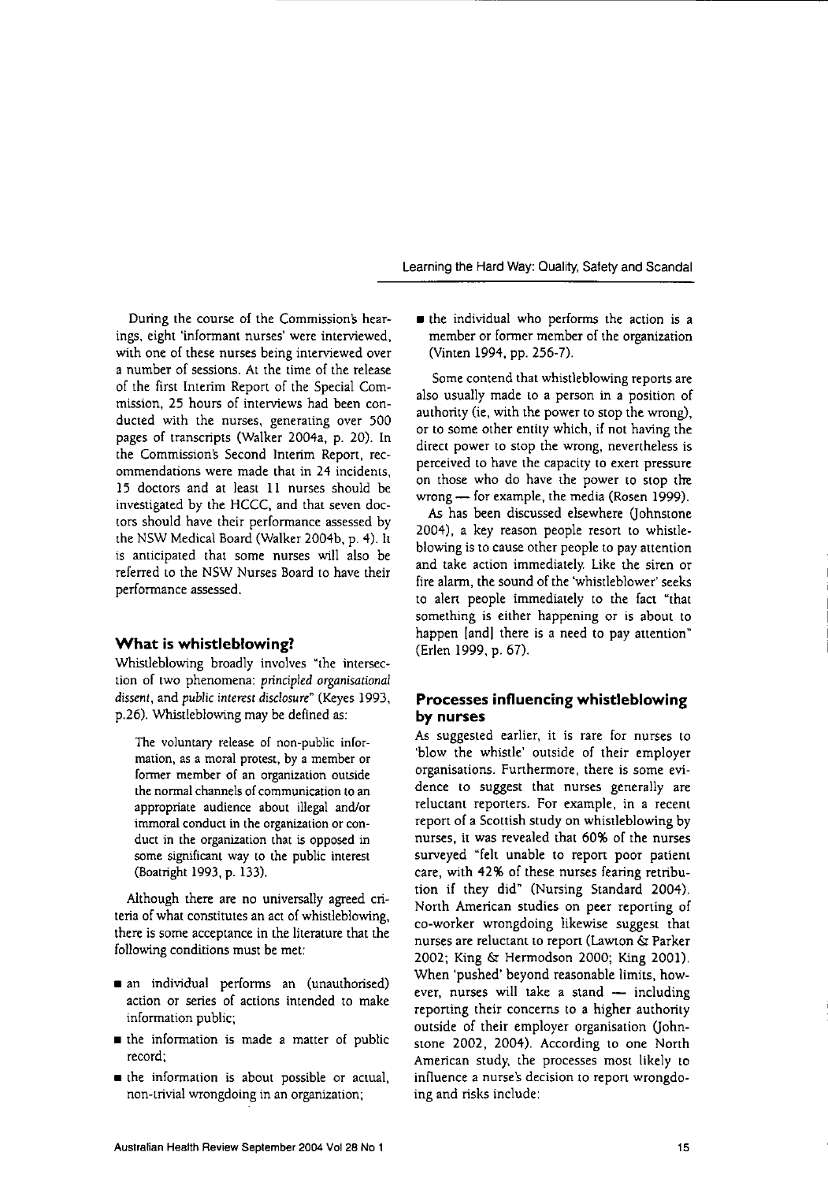During the course of the Commission's hearings, eight 'informant nurses' were interviewed, with one of these nurses being interviewed over a number of sessions. At the time of the release of the first Interim Report of the Special Commission, 25 hours of interviews had been conducted with the nurses, generating over 500 pages of transcripts (Walker 2004a, p. 20). In the Commission's Second Interim Report, recommendations were made that in 24 incidents, 15 doctors and at least 11 nurses should be investigated by the HCCC, and that seven doctors should have their performance assessed by the NSW Medical Board (Walker 2004b, p. 4). It is anticipated that some nurses will also be referred to the NSW Nurses Board to have their performance assessed.

## What is whistleblowing?

Whistleblowing broadly involves "the intersection of two phenomena: *principled organisational dissent*, and *public interest disclosure*" (Keyes 1993, p.26). Whistleblowing may be defined as:

> The voluntary release of non-public information, as a moral protest, by a member or former member of an organization outside the normal channels of communication to an appropriate audience about illegal and/or immoral conduct in the organization or conduct in the organization that is opposed in some significant way to the public interest (Boatright 1993, p. 133).

Although there are no universally agreed criteria of what constitutes an act of whistleblowing, there is some acceptance in the literature that the following conditions must be met:

- an individual performs an (unauthorised) action or series of actions intended to make information public;
- the information is made a matter of public record;
- the information is about possible or actual, non-trivial wrongdoing in an organization;
- the individual who performs the action is a member or former member of the organization (Vinten 1994, pp. 256-7).

Some contend that whistleblowing reports are also usually made to a person in a position of authority (ie, with the power to stop the wrong), or to some other entity which, if not having the direct power to stop the wrong, nevertheless is perceived to have the capacity to exert pressure on those who do have the power to stop the wrong — for example, the media (Rosen 1999).

As has been discussed elsewhere (Johnstone 2004), a key reason people resort to whistleblowing is to cause other people to pay attention and take action immediately. Like the siren or fire alarm, the sound of the 'whistleblower' seeks to alert people immediately to the fact "that something is either happening or is about to happen [and] there is a need to pay attention" (Erlen 1999, p. 67).

## Processes influencing whistleblowing by nurses

As suggested earlier, it is rare for nurses to 'blow the whistle' outside of their employer organisations. Furthermore, there is some evidence to suggest that nurses generally are reluctant reporters. For example, in a recent report of a Scottish study on whistleblowing by nurses, it was revealed that 60% of the nurses surveyed "felt unable to report poor patient care, with 42% of these nurses fearing retribution if they did" (Nursing Standard 2004). North American studies on peer reporting of co-worker wrongdoing likewise suggest that nurses are reluctant to report (Lawton & Parker 2002; King & Hermodson 2000; King 2001). When 'pushed' beyond reasonable limits, however, nurses will take a stand — including reporting their concerns to a higher authority outside of their employer organisation (Johnstone 2002, 2004). According to one North American study, the processes most likely to influence a nurse's decision to report wrongdoing and risks include: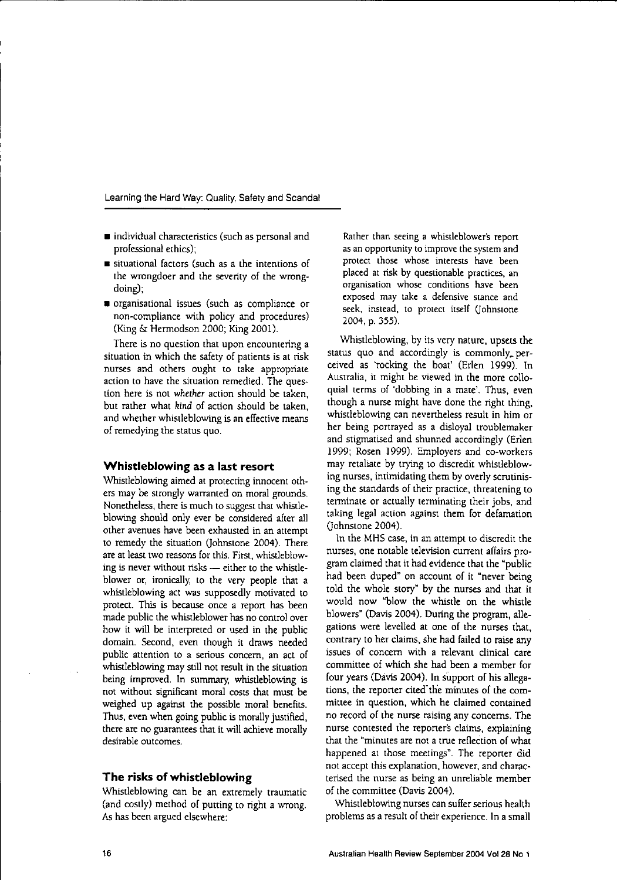- individual characteristics (such as personal and professional ethics);
- situational factors (such as a the intentions of the wrongdoer and the severity of the wrongdoing);
- organisational issues (such as compliance or non-compliance with policy and procedures) (King & Hermodson 2000; King 2001).

There is no question that upon encountering a situation in which the safety of patients is at risk nurses and others ought to take appropriate action to have the situation remedied. The question here is not *whether* action should be taken, but rather what *kind* of action should be taken, and whether whistleblowing is an effective means of remedying the status quo.

## Whistleblowing as a last resort

Whistleblowing aimed at protecting innocent others may be strongly warranted on moral grounds. Nonetheless, there is much to suggest that whistleblowing should only ever be considered after all other avenues have been exhausted in an attempt to remedy the situation (Johnstone 2004). There are at least two reasons for this. First, whistleblowing is never without risks — either to the whistleblower or, ironically, to the very people that a whistleblowing act was supposedly motivated to protect. This is because once a report has been made public the whistleblower has no control over how it will be interpreted or used in the public domain. Second, even though it draws needed public attention to a serious concern, an act of whistleblowing may still not result in the situation being improved. In summary, whistleblowing is not without significant moral costs that must be weighed up against the possible moral benefits. Thus, even when going public is morally justified, there are no guarantees that it will achieve morally desirable outcomes.

## The risks of whistleblowing

Whistleblowing can be an extremely traumatic (and costly) method of putting to right a wrong. As has been argued elsewhere:

> Rather than seeing a whistleblower's report as an opportunity to improve the system and protect those whose interests have been placed at risk by questionable practices, an organisation whose conditions have been exposed may take a defensive stance and seek, instead, to protect itself (Johnstone 2004, p. 355).

Whistleblowing, by its very nature, upsets the status quo and accordingly is commonly perceived as 'rocking the boat' (Erlen 1999). In Australia, it might be viewed in the more colloquial terms of 'dobbing in a mate'. Thus, even though a nurse might have done the right thing, whistleblowing can nevertheless result in him or her being portrayed as a disloyal troublemaker and stigmatised and shunned accordingly (Erlen 1999; Rosen 1999). Employers and co-workers may retaliate by trying to discredit whistleblowing nurses, intimidating them by overly scrutinising the standards of their practice, threatening to terminate or actually terminating their jobs, and taking legal action against them for defamation (Johnstone 2004).

In the MHS case, in an attempt to discredit the nurses, one notable television current affairs program claimed that it had evidence that the "public had been duped" on account of it "never being told the whole story" by the nurses and that it would now "blow the whistle on the whistle blowers" (Davis 2004). During the program, allegations were levelled at one of the nurses that, contrary to her claims, she had failed to raise any issues of concern with a relevant clinical care committee of which she had been a member for four years (Davis 2004). In support of his allegations, the reporter cited the minutes of the committee in question, which he claimed contained no record of the nurse raising any concerns. The nurse contested the reporter's claims, explaining that the "minutes are not a true reflection of what happened at those meetings". The reporter did not accept this explanation, however, and characterised the nurse as being an unreliable member of the committee (Davis 2004).

Whistleblowing nurses can suffer serious health problems as a result of their experience. In a small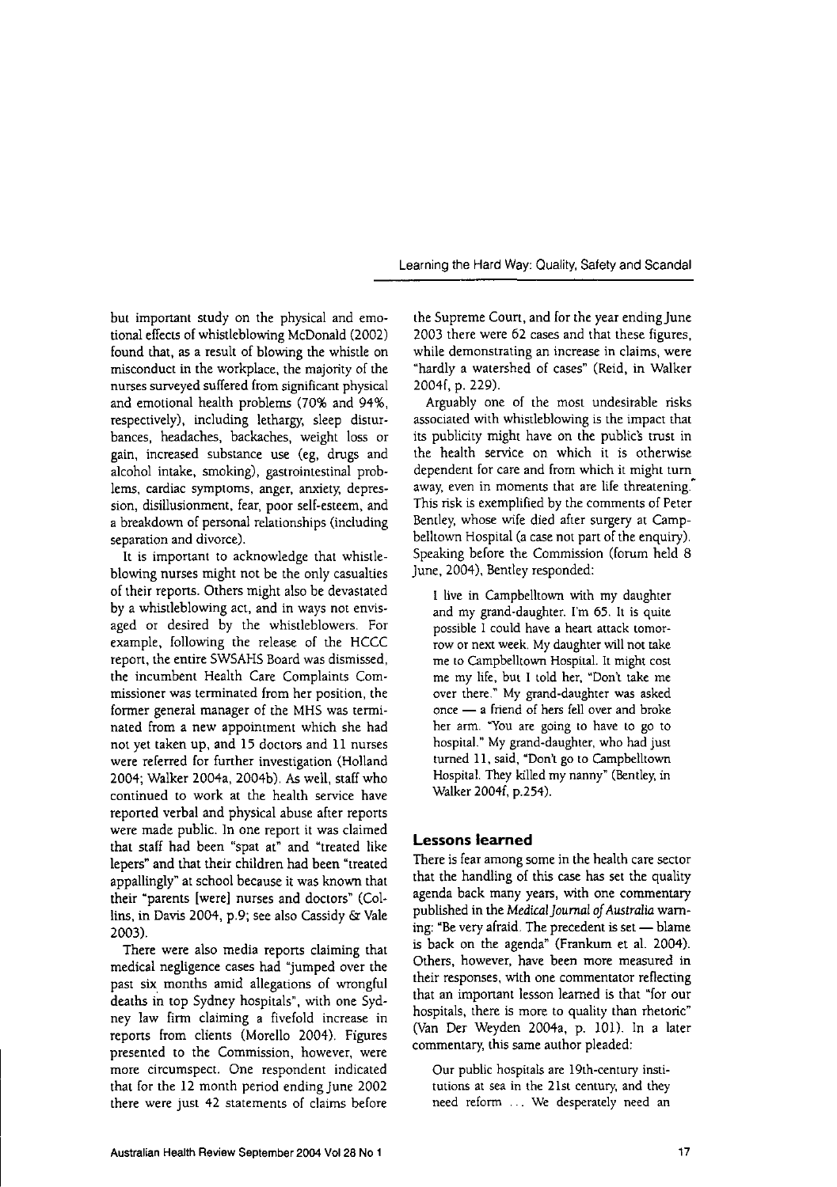but important study on the physical and emotional effects of whistleblowing McDonald (2002) found that, as a result of blowing the whistle on misconduct in the workplace, the majority of the nurses surveyed suffered from significant physical and emotional health problems (70% and 94%, respectively), including lethargy, sleep disturbances, headaches, backaches, weight loss or gain, increased substance use (eg, drugs and alcohol intake, smoking), gastrointestinal problems, cardiac symptoms, anger, anxiety, depression, disillusionment, fear, poor self-esteem, and a breakdown of personal relationships (including separation and divorce).

It is important to acknowledge that whistleblowing nurses might not be the only casualties of their reports. Others might also be devastated by a whistleblowing act, and in ways not envisaged or desired by the whistleblowers. For example, following the release of the HCCC report, the entire SWSAHS Board was dismissed, the incumbent Health Care Complaints Commissioner was terminated from her position, the former general manager of the MHS was terminated from a new appointment which she had not yet taken up, and 15 doctors and 11 nurses were referred for further investigation (Holland 2004; Walker 2004a, 2004b). As well, staff who continued to work at the health service have reported verbal and physical abuse after reports were made public. In one report it was claimed that staff had been "spat at" and "treated like lepers" and that their children had been "treated appallingly" at school because it was known that their "parents [were] nurses and doctors" (Collins, in Davis 2004, p.9; see also Cassidy & Vale 2003).

There were also media reports claiming that medical negligence cases had "jumped over the past six months amid allegations of wrongful deaths in top Sydney hospitals", with one Sydney law firm claiming a fivefold increase in reports from clients (Morello 2004). Figures presented to the Commission, however, were more circumspect. One respondent indicated that for the 12 month period ending June 2002 there were just 42 statements of claims before the Supreme Court, and for the year ending June 2003 there were 62 cases and that these figures, while demonstrating an increase in claims, were "hardly a watershed of cases" (Reid, in Walker 2004f, p. 229).

Arguably one of the most undesirable risks associated with whistleblowing is the impact that its publicity might have on the public's trust in the health service on which it is otherwise dependent for care and from which it might turn away, even in moments that are life threatening. This risk is exemplified by the comments of Peter Bentley, whose wife died after surgery at Campbelltown Hospital (a case not part of the enquiry). Speaking before the Commission (forum held 8 June, 2004), Bentley responded:

> I live in Campbelltown with my daughter and my grand-daughter. I'm 65. It is quite possible I could have a heart attack tomorrow or next week. My daughter will not take me to Campbelltown Hospital. It might cost me my life, but I told her, "Don't take me over there." My grand-daughter was asked once — a friend of hers fell over and broke her arm. "You are going to have to go to hospital." My grand-daughter, who had just turned 11, said, "Don't go to Campbelltown Hospital. They killed my nanny" (Bentley, in Walker 2004f, p.254).

## Lessons learned

There is fear among some in the health care sector that the handling of this case has set the quality agenda back many years, with one commentary published in the *Medical Journal of Australia* warning: "Be very afraid. The precedent is set — blame is back on the agenda" (Frankum et al. 2004). Others, however, have been more measured in their responses, with one commentator reflecting that an important lesson learned is that "for our hospitals, there is more to quality than rhetoric" (Van Der Weyden 2004a, p. 101). In a later commentary, this same author pleaded:

> Our public hospitals are 19th-century institutions at sea in the 21st century, and they need reform ... We desperately need an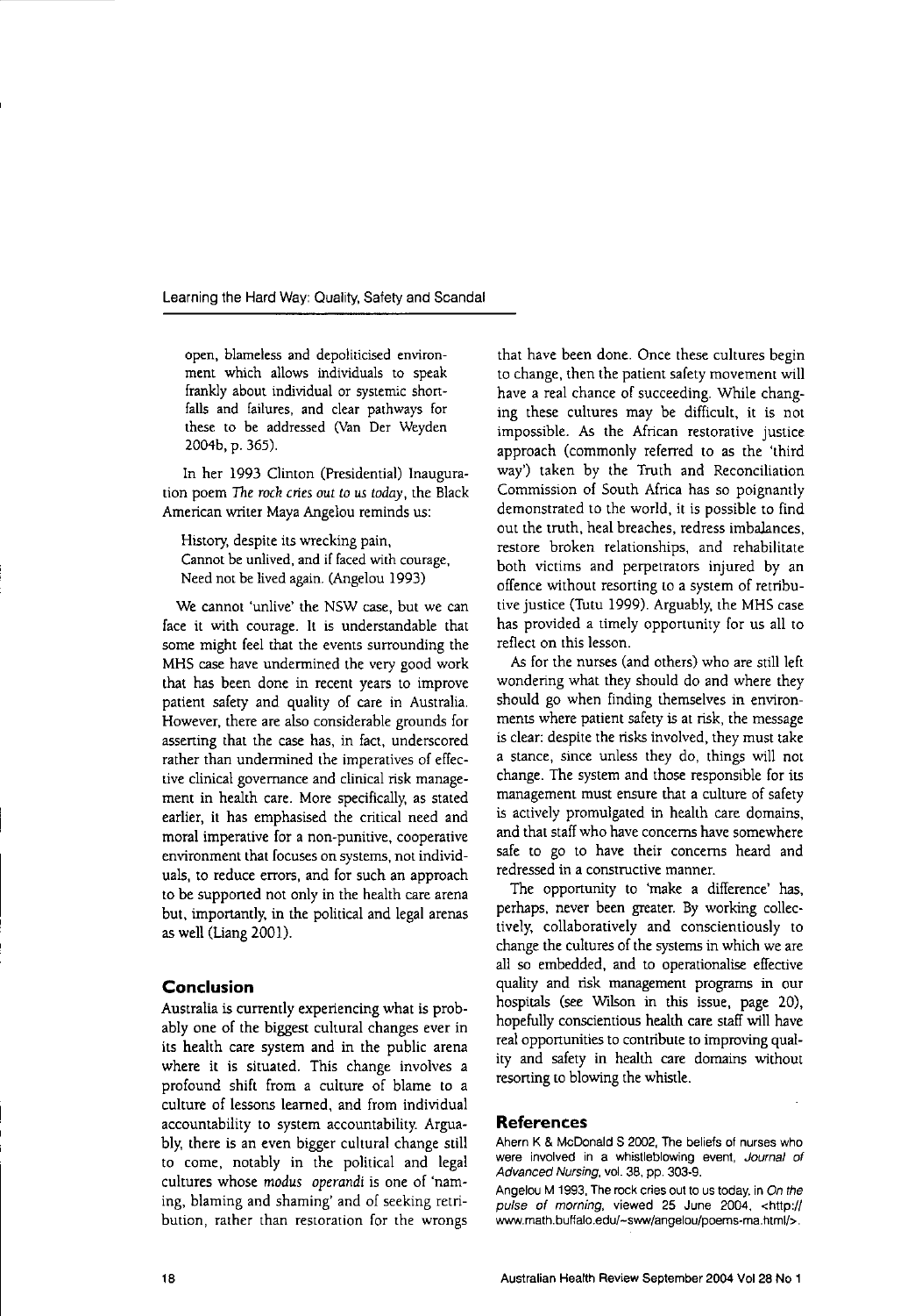open, blameless and depoliticised environment which allows individuals to speak frankly about individual or systemic shortfalls and failures, and clear pathways for these to be addressed (Van Der Weyden 2004b, p. 365).

In her 1993 Clinton (Presidential) Inauguration poem *The rock cries out to us today*, the Black American writer Maya Angelou reminds us:

> History, despite its wrecking pain,
> Cannot be unlived, and if faced with courage,
> Need not be lived again. (Angelou 1993)

We cannot 'unlive' the NSW case, but we can face it with courage. It is understandable that some might feel that the events surrounding the MHS case have undermined the very good work that has been done in recent years to improve patient safety and quality of care in Australia. However, there are also considerable grounds for asserting that the case has, in fact, underscored rather than undermined the imperatives of effective clinical governance and clinical risk management in health care. More specifically, as stated earlier, it has emphasised the critical need and moral imperative for a non-punitive, cooperative environment that focuses on systems, not individuals, to reduce errors, and for such an approach to be supported not only in the health care arena but, importantly, in the political and legal arenas as well (Liang 2001).

## Conclusion

Australia is currently experiencing what is probably one of the biggest cultural changes ever in its health care system and in the public arena where it is situated. This change involves a profound shift from a culture of blame to a culture of lessons learned, and from individual accountability to system accountability. Arguably, there is an even bigger cultural change still to come, notably in the political and legal cultures whose *modus operandi* is one of 'naming, blaming and shaming' and of seeking retribution, rather than restoration for the wrongs that have been done. Once these cultures begin to change, then the patient safety movement will have a real chance of succeeding. While changing these cultures may be difficult, it is not impossible. As the African restorative justice approach (commonly referred to as the 'third way') taken by the Truth and Reconciliation Commission of South Africa has so poignantly demonstrated to the world, it is possible to find out the truth, heal breaches, redress imbalances, restore broken relationships, and rehabilitate both victims and perpetrators injured by an offence without resorting to a system of retributive justice (Tutu 1999). Arguably, the MHS case has provided a timely opportunity for us all to reflect on this lesson.

As for the nurses (and others) who are still left wondering what they should do and where they should go when finding themselves in environments where patient safety is at risk, the message is clear: despite the risks involved, they must take a stance, since unless they do, things will not change. The system and those responsible for its management must ensure that a culture of safety is actively promulgated in health care domains, and that staff who have concerns have somewhere safe to go to have their concerns heard and redressed in a constructive manner.

The opportunity to 'make a difference' has, perhaps, never been greater. By working collectively, collaboratively and conscientiously to change the cultures of the systems in which we are all so embedded, and to operationalise effective quality and risk management programs in our hospitals (see Wilson in this issue, page 20), hopefully conscientious health care staff will have real opportunities to contribute to improving quality and safety in health care domains without resorting to blowing the whistle.

## References

Ahern K & McDonald S 2002, The beliefs of nurses who were involved in a whistleblowing event, *Journal of Advanced Nursing*, vol. 38, pp. 303-9.

Angelou M 1993, The rock cries out to us today, in *On the pulse of morning*, viewed 25 June 2004, <http://www.math.buffalo.edu/~sww/angelou/poems-ma.html/>.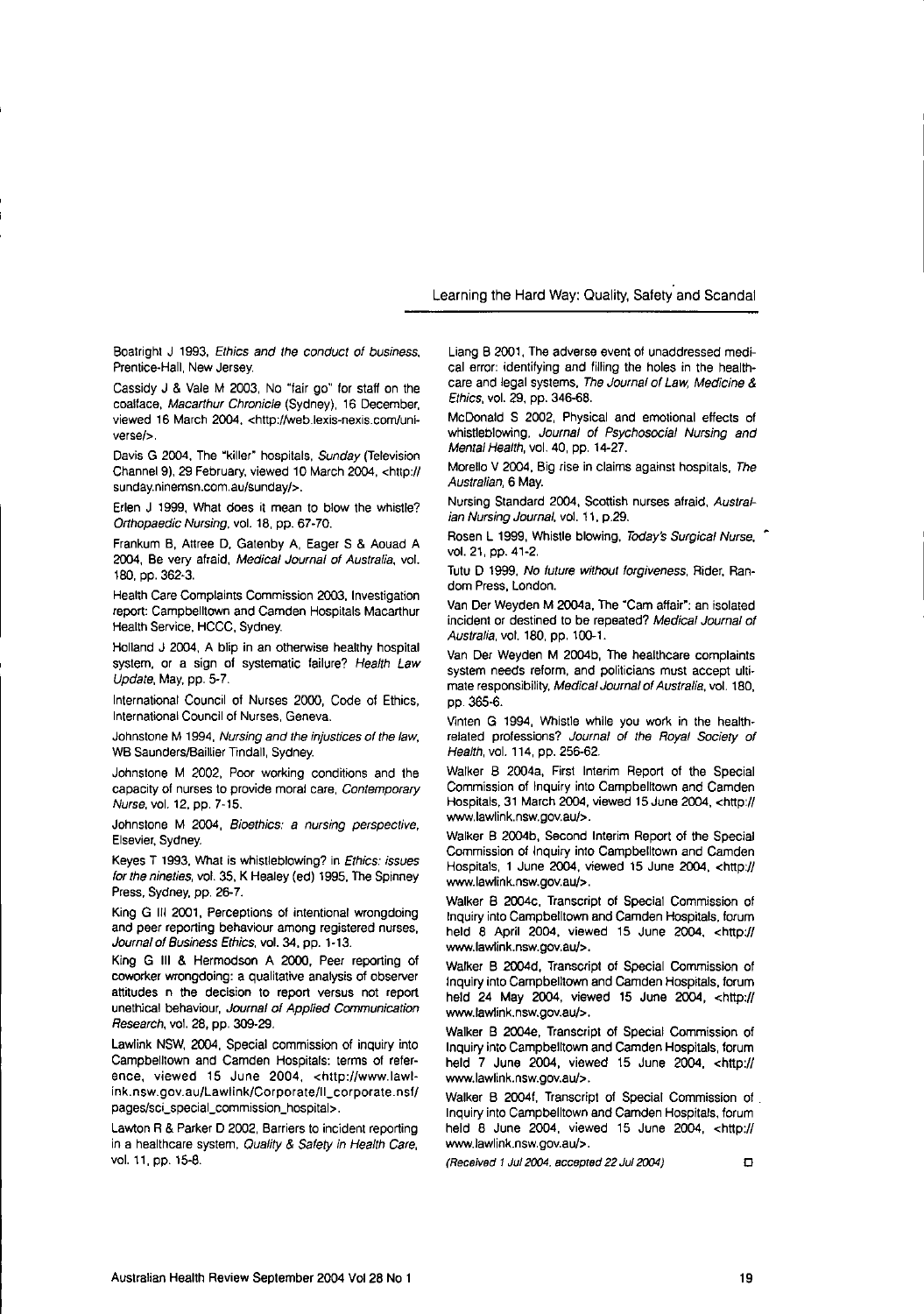Boatright J 1993, *Ethics and the conduct of business*, Prentice-Hall, New Jersey.

Cassidy J & Vale M 2003, No "fair go" for staff on the coalface, *Macarthur Chronicle* (Sydney), 16 December, viewed 16 March 2004, <http://web.lexis-nexis.com/universe/>.

Davis G 2004, The "killer" hospitals, *Sunday* (Television Channel 9), 29 February, viewed 10 March 2004, <http://sunday.ninemsn.com.au/sunday/>.

Erlen J 1999, What does it mean to blow the whistle? *Orthopaedic Nursing*, vol. 18, pp. 67-70.

Frankum B, Attree D, Gatenby A, Eager S & Aouad A 2004, Be very afraid, *Medical Journal of Australia*, vol. 180, pp. 362-3.

Health Care Complaints Commission 2003, Investigation report: Campbelltown and Camden Hospitals Macarthur Health Service, HCCC, Sydney.

Holland J 2004, A blip in an otherwise healthy hospital system, or a sign of systematic failure? *Health Law Update*, May, pp. 5-7.

International Council of Nurses 2000, Code of Ethics, International Council of Nurses, Geneva.

Johnstone M 1994, *Nursing and the injustices of the law*, WB Saunders/Baillier Tindall, Sydney.

Johnstone M 2002, Poor working conditions and the capacity of nurses to provide moral care, *Contemporary Nurse*, vol. 12, pp. 7-15.

Johnstone M 2004, *Bioethics: a nursing perspective*, Elsevier, Sydney.

Keyes T 1993, What is whistleblowing? in *Ethics: issues for the nineties*, vol. 35, K Healey (ed) 1995, The Spinney Press, Sydney, pp. 26-7.

King G III 2001, Perceptions of intentional wrongdoing and peer reporting behaviour among registered nurses, *Journal of Business Ethics*, vol. 34, pp. 1-13.

King G III & Hermodson A 2000, Peer reporting of coworker wrongdoing: a qualitative analysis of observer attitudes n the decision to report versus not report unethical behaviour, *Journal of Applied Communication Research*, vol. 28, pp. 309-29.

Lawlink NSW, 2004, Special commission of inquiry into Campbelltown and Camden Hospitals: terms of reference, viewed 15 June 2004, <http://www.lawlink.nsw.gov.au/Lawlink/Corporate/ll_corporate.nsf/pages/sci_special_commission_hospital>.

Lawton R & Parker D 2002, Barriers to incident reporting in a healthcare system, *Quality & Safety in Health Care*, vol. 11, pp. 15-8.

Liang B 2001, The adverse event of unaddressed medical error: identifying and filling the holes in the healthcare and legal systems, *The Journal of Law, Medicine & Ethics*, vol. 29, pp. 346-68.

McDonald S 2002, Physical and emotional effects of whistleblowing, *Journal of Psychosocial Nursing and Mental Health*, vol. 40, pp. 14-27.

Morello V 2004, Big rise in claims against hospitals, *The Australian*, 6 May.

Nursing Standard 2004, Scottish nurses afraid, *Australian Nursing Journal*, vol. 11, p.29.

Rosen L 1999, Whistle blowing, *Today's Surgical Nurse*, vol. 21, pp. 41-2.

Tutu D 1999, *No future without forgiveness*, Rider, Random Press, London.

Van Der Weyden M 2004a, The "Cam affair": an isolated incident or destined to be repeated? *Medical Journal of Australia*, vol. 180, pp. 100-1.

Van Der Weyden M 2004b, The healthcare complaints system needs reform, and politicians must accept ultimate responsibility, *Medical Journal of Australia*, vol. 180, pp. 365-6.

Vinten G 1994, Whistle while you work in the health-related professions? *Journal of the Royal Society of Health*, vol. 114, pp. 256-62.

Walker B 2004a, First Interim Report of the Special Commission of Inquiry into Campbelltown and Camden Hospitals, 31 March 2004, viewed 15 June 2004, <http://www.lawlink.nsw.gov.au/>.

Walker B 2004b, Second Interim Report of the Special Commission of Inquiry into Campbelltown and Camden Hospitals, 1 June 2004, viewed 15 June 2004, <http://www.lawlink.nsw.gov.au/>.

Walker B 2004c, Transcript of Special Commission of Inquiry into Campbelltown and Camden Hospitals, forum held 8 April 2004, viewed 15 June 2004, <http://www.lawlink.nsw.gov.au/>.

Walker B 2004d, Transcript of Special Commission of Inquiry into Campbelltown and Camden Hospitals, forum held 24 May 2004, viewed 15 June 2004, <http://www.lawlink.nsw.gov.au/>.

Walker B 2004e, Transcript of Special Commission of Inquiry into Campbelltown and Camden Hospitals, forum held 7 June 2004, viewed 15 June 2004, <http://www.lawlink.nsw.gov.au/>.

Walker B 2004f, Transcript of Special Commission of Inquiry into Campbelltown and Camden Hospitals, forum held 8 June 2004, viewed 15 June 2004, <http://www.lawlink.nsw.gov.au/>.

*(Received 1 Jul 2004, accepted 22 Jul 2004)*